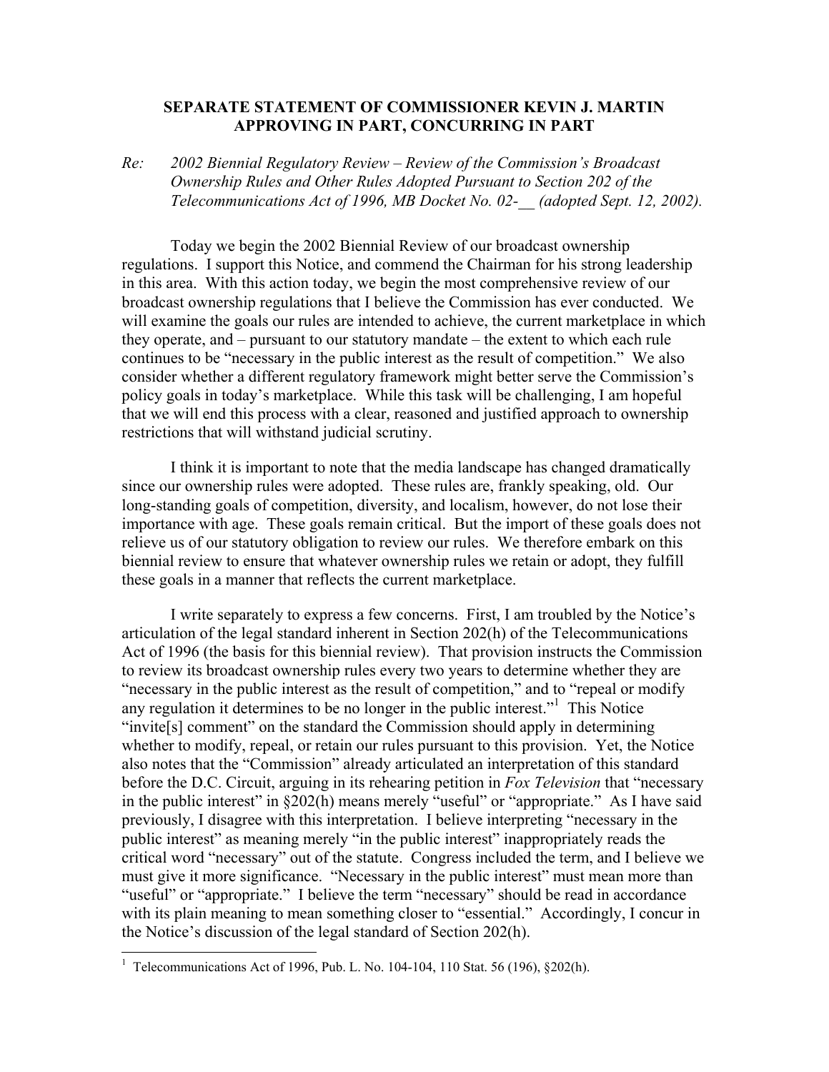# SEPARATE STATEMENT OF COMMISSIONER KEVIN J. MARTIN APPROVING IN PART, CONCURRING IN PART

*Re: 2002 Biennial Regulatory Review – Review of the Commission's Broadcast Ownership Rules and Other Rules Adopted Pursuant to Section 202 of the Telecommunications Act of 1996, MB Docket No. 02-__ (adopted Sept. 12, 2002).*

Today we begin the 2002 Biennial Review of our broadcast ownership regulations. I support this Notice, and commend the Chairman for his strong leadership in this area. With this action today, we begin the most comprehensive review of our broadcast ownership regulations that I believe the Commission has ever conducted. We will examine the goals our rules are intended to achieve, the current marketplace in which they operate, and – pursuant to our statutory mandate – the extent to which each rule continues to be "necessary in the public interest as the result of competition." We also consider whether a different regulatory framework might better serve the Commission's policy goals in today's marketplace. While this task will be challenging, I am hopeful that we will end this process with a clear, reasoned and justified approach to ownership restrictions that will withstand judicial scrutiny.

I think it is important to note that the media landscape has changed dramatically since our ownership rules were adopted. These rules are, frankly speaking, old. Our long-standing goals of competition, diversity, and localism, however, do not lose their importance with age. These goals remain critical. But the import of these goals does not relieve us of our statutory obligation to review our rules. We therefore embark on this biennial review to ensure that whatever ownership rules we retain or adopt, they fulfill these goals in a manner that reflects the current marketplace.

I write separately to express a few concerns. First, I am troubled by the Notice's articulation of the legal standard inherent in Section 202(h) of the Telecommunications Act of 1996 (the basis for this biennial review). That provision instructs the Commission to review its broadcast ownership rules every two years to determine whether they are "necessary in the public interest as the result of competition," and to "repeal or modify any regulation it determines to be no longer in the public interest."[1] This Notice "invite[s] comment" on the standard the Commission should apply in determining whether to modify, repeal, or retain our rules pursuant to this provision. Yet, the Notice also notes that the "Commission" already articulated an interpretation of this standard before the D.C. Circuit, arguing in its rehearing petition in *Fox Television* that "necessary in the public interest" in §202(h) means merely "useful" or "appropriate." As I have said previously, I disagree with this interpretation. I believe interpreting "necessary in the public interest" as meaning merely "in the public interest" inappropriately reads the critical word "necessary" out of the statute. Congress included the term, and I believe we must give it more significance. "Necessary in the public interest" must mean more than "useful" or "appropriate." I believe the term "necessary" should be read in accordance with its plain meaning to mean something closer to "essential." Accordingly, I concur in the Notice's discussion of the legal standard of Section 202(h).

---

[1] Telecommunications Act of 1996, Pub. L. No. 104-104, 110 Stat. 56 (196), §202(h).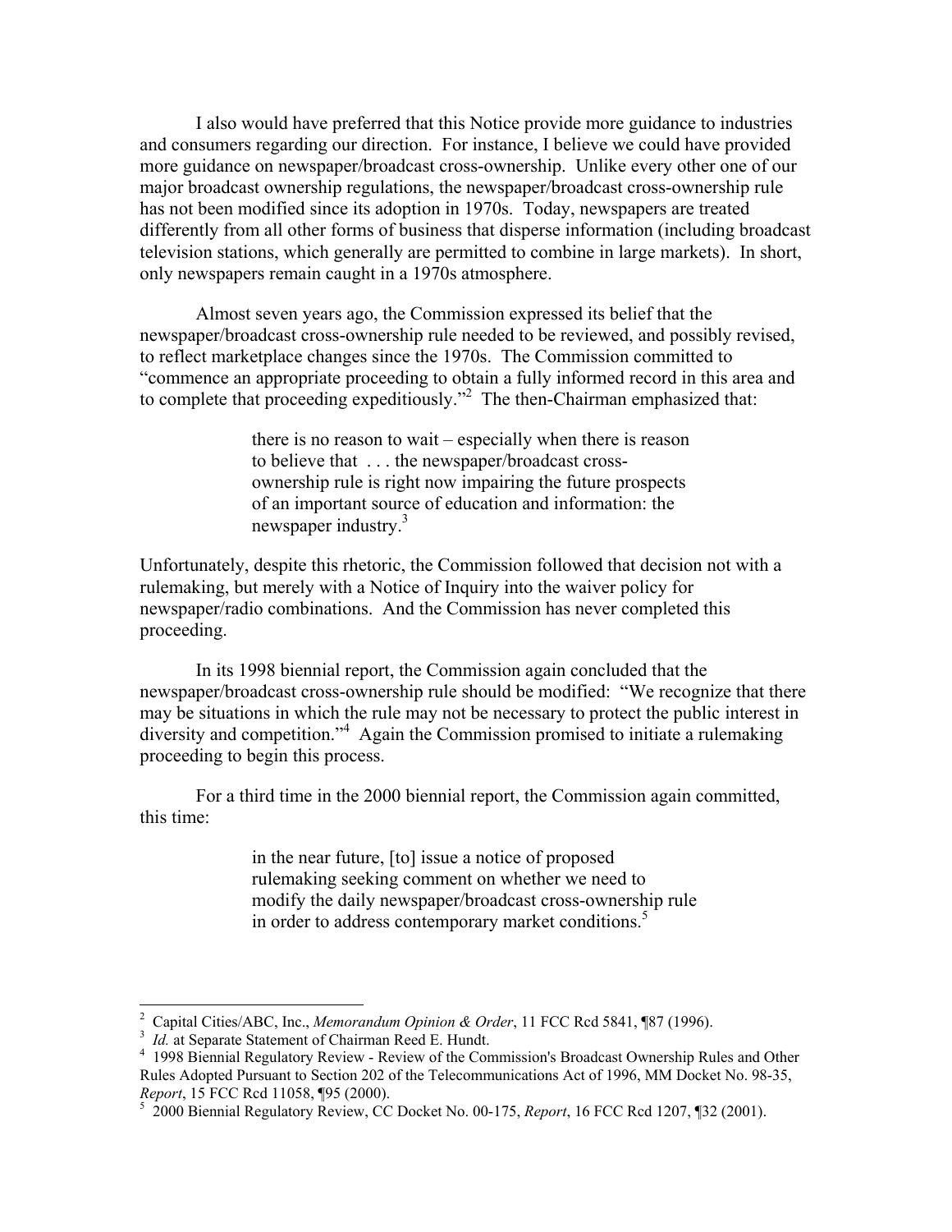I also would have preferred that this Notice provide more guidance to industries and consumers regarding our direction. For instance, I believe we could have provided more guidance on newspaper/broadcast cross-ownership. Unlike every other one of our major broadcast ownership regulations, the newspaper/broadcast cross-ownership rule has not been modified since its adoption in 1970s. Today, newspapers are treated differently from all other forms of business that disperse information (including broadcast television stations, which generally are permitted to combine in large markets). In short, only newspapers remain caught in a 1970s atmosphere.

Almost seven years ago, the Commission expressed its belief that the newspaper/broadcast cross-ownership rule needed to be reviewed, and possibly revised, to reflect marketplace changes since the 1970s. The Commission committed to "commence an appropriate proceeding to obtain a fully informed record in this area and to complete that proceeding expeditiously."[2] The then-Chairman emphasized that:

> there is no reason to wait – especially when there is reason to believe that . . . the newspaper/broadcast cross-ownership rule is right now impairing the future prospects of an important source of education and information: the newspaper industry.[3]

Unfortunately, despite this rhetoric, the Commission followed that decision not with a rulemaking, but merely with a Notice of Inquiry into the waiver policy for newspaper/radio combinations. And the Commission has never completed this proceeding.

In its 1998 biennial report, the Commission again concluded that the newspaper/broadcast cross-ownership rule should be modified: "We recognize that there may be situations in which the rule may not be necessary to protect the public interest in diversity and competition."[4] Again the Commission promised to initiate a rulemaking proceeding to begin this process.

For a third time in the 2000 biennial report, the Commission again committed, this time:

> in the near future, [to] issue a notice of proposed rulemaking seeking comment on whether we need to modify the daily newspaper/broadcast cross-ownership rule in order to address contemporary market conditions.[5]

---

[2] Capital Cities/ABC, Inc., *Memorandum Opinion & Order*, 11 FCC Rcd 5841, ¶87 (1996).

[3] *Id.* at Separate Statement of Chairman Reed E. Hundt.

[4] 1998 Biennial Regulatory Review - Review of the Commission's Broadcast Ownership Rules and Other Rules Adopted Pursuant to Section 202 of the Telecommunications Act of 1996, MM Docket No. 98-35, *Report*, 15 FCC Rcd 11058, ¶95 (2000).

[5] 2000 Biennial Regulatory Review, CC Docket No. 00-175, *Report*, 16 FCC Rcd 1207, ¶32 (2001).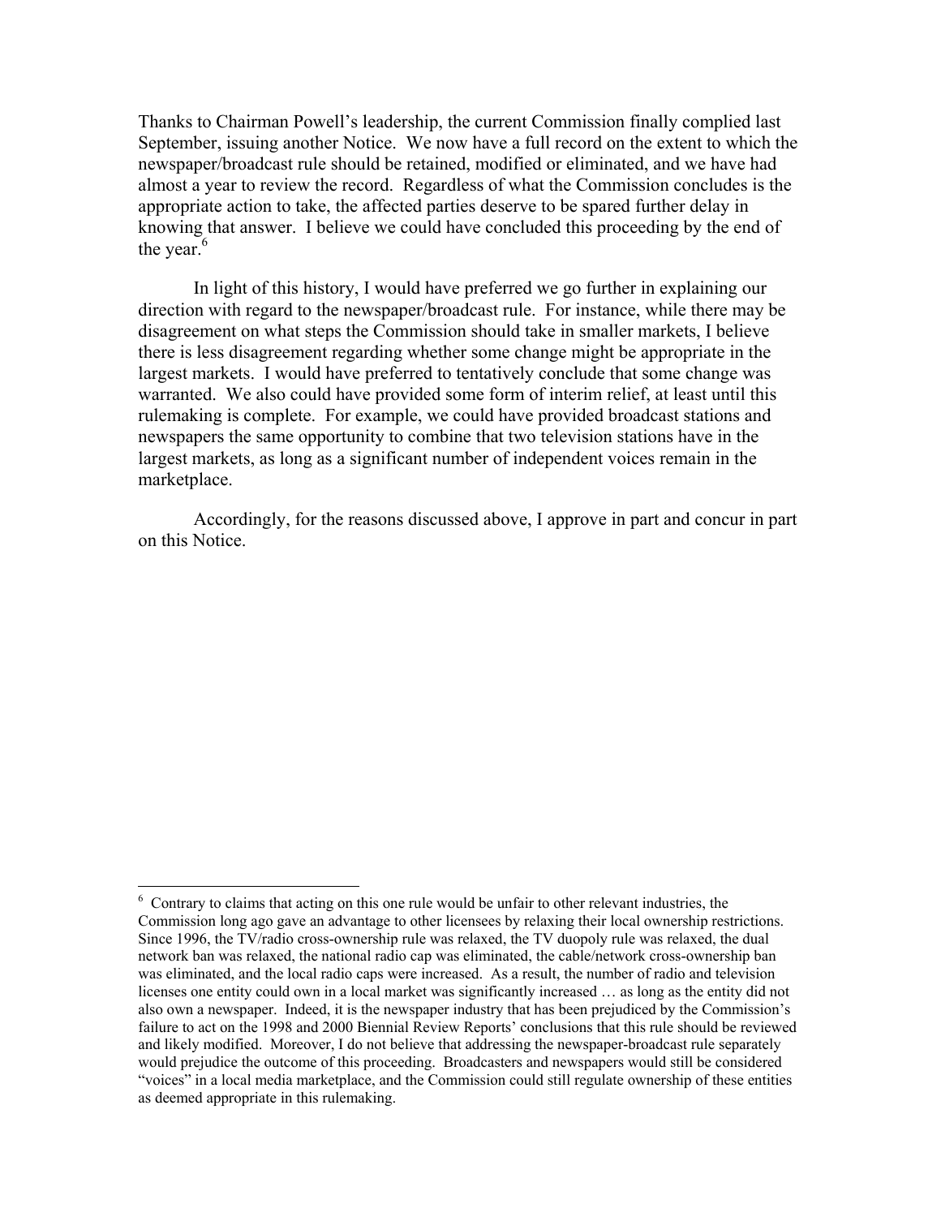Thanks to Chairman Powell's leadership, the current Commission finally complied last September, issuing another Notice. We now have a full record on the extent to which the newspaper/broadcast rule should be retained, modified or eliminated, and we have had almost a year to review the record. Regardless of what the Commission concludes is the appropriate action to take, the affected parties deserve to be spared further delay in knowing that answer. I believe we could have concluded this proceeding by the end of the year.[6]

In light of this history, I would have preferred we go further in explaining our direction with regard to the newspaper/broadcast rule. For instance, while there may be disagreement on what steps the Commission should take in smaller markets, I believe there is less disagreement regarding whether some change might be appropriate in the largest markets. I would have preferred to tentatively conclude that some change was warranted. We also could have provided some form of interim relief, at least until this rulemaking is complete. For example, we could have provided broadcast stations and newspapers the same opportunity to combine that two television stations have in the largest markets, as long as a significant number of independent voices remain in the marketplace.

Accordingly, for the reasons discussed above, I approve in part and concur in part on this Notice.

---

[6] Contrary to claims that acting on this one rule would be unfair to other relevant industries, the Commission long ago gave an advantage to other licensees by relaxing their local ownership restrictions. Since 1996, the TV/radio cross-ownership rule was relaxed, the TV duopoly rule was relaxed, the dual network ban was relaxed, the national radio cap was eliminated, the cable/network cross-ownership ban was eliminated, and the local radio caps were increased. As a result, the number of radio and television licenses one entity could own in a local market was significantly increased … as long as the entity did not also own a newspaper. Indeed, it is the newspaper industry that has been prejudiced by the Commission's failure to act on the 1998 and 2000 Biennial Review Reports' conclusions that this rule should be reviewed and likely modified. Moreover, I do not believe that addressing the newspaper-broadcast rule separately would prejudice the outcome of this proceeding. Broadcasters and newspapers would still be considered "voices" in a local media marketplace, and the Commission could still regulate ownership of these entities as deemed appropriate in this rulemaking.